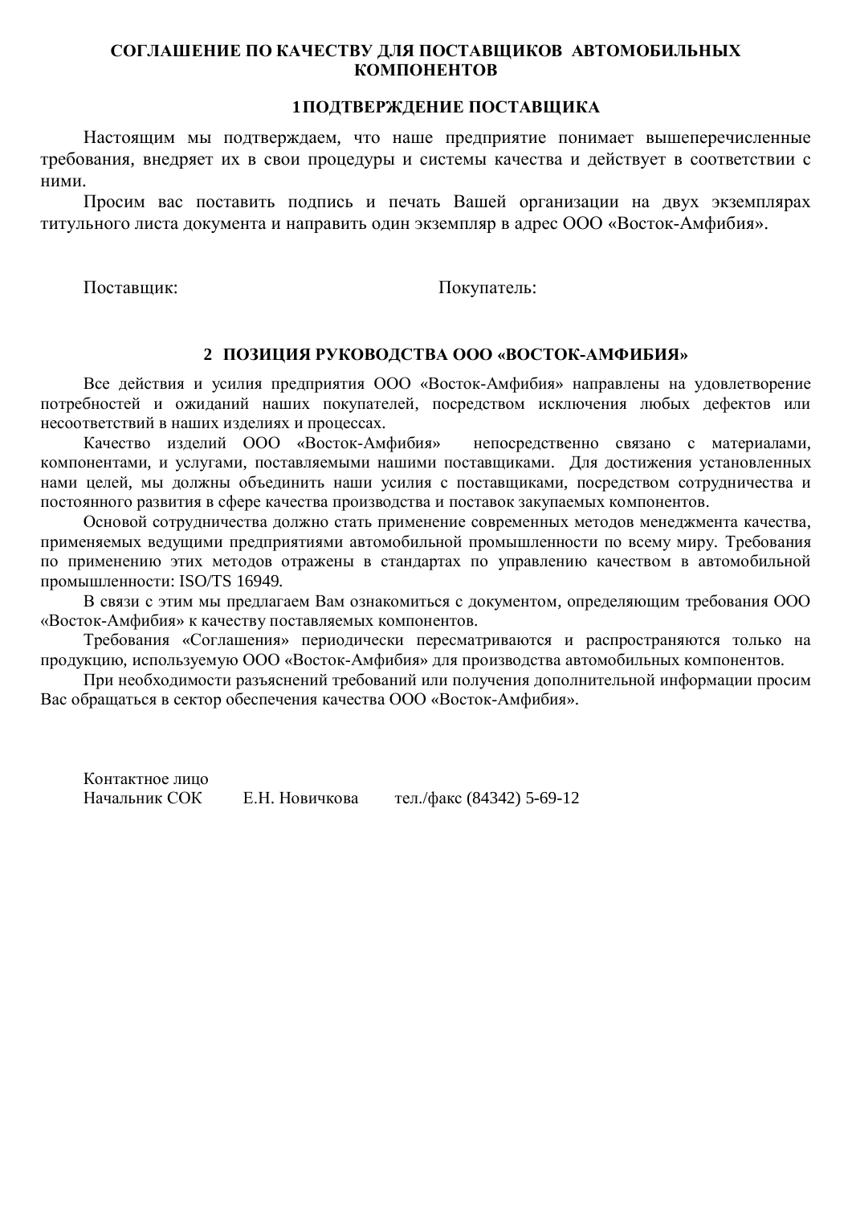# СОГЛАШЕНИЕ ПО КАЧЕСТВУ ДЛЯ ПОСТАВЩИКОВ АВТОМОБИЛЬНЫХ КОМПОНЕНТОВ

## 1 ПОДТВЕРЖДЕНИЕ ПОСТАВЩИКА

Настоящим мы подтверждаем, что наше предприятие понимает вышеперечисленные требования, внедряет их в свои процедуры и системы качества и действует в соответствии с ними.

Просим вас поставить подпись и печать Вашей организации на двух экземплярах титульного листа документа и направить один экземпляр в адрес ООО «Восток-Амфибия».

Поставщик: Покупатель:

## 2 ПОЗИЦИЯ РУКОВОДСТВА ООО «ВОСТОК-АМФИБИЯ»

Все действия и усилия предприятия ООО «Восток-Амфибия» направлены на удовлетворение потребностей и ожиданий наших покупателей, посредством исключения любых дефектов или несоответствий в наших изделиях и процессах.

Качество изделий ООО «Восток-Амфибия» непосредственно связано с материалами, компонентами, и услугами, поставляемыми нашими поставщиками. Для достижения установленных нами целей, мы должны объединить наши усилия с поставщиками, посредством сотрудничества и постоянного развития в сфере качества производства и поставок закупаемых компонентов.

Основой сотрудничества должно стать применение современных методов менеджмента качества, применяемых ведущими предприятиями автомобильной промышленности по всему миру. Требования по применению этих методов отражены в стандартах по управлению качеством в автомобильной промышленности: ISO/TS 16949.

В связи с этим мы предлагаем Вам ознакомиться с документом, определяющим требования ООО «Восток-Амфибия» к качеству поставляемых компонентов.

Требования «Соглашения» периодически пересматриваются и распространяются только на продукцию, используемую ООО «Восток-Амфибия» для производства автомобильных компонентов.

При необходимости разъяснений требований или получения дополнительной информации просим Вас обращаться в сектор обеспечения качества ООО «Восток-Амфибия».

Контактное лицо
Начальник СОК Е.Н. Новичкова тел./факс (84342) 5-69-12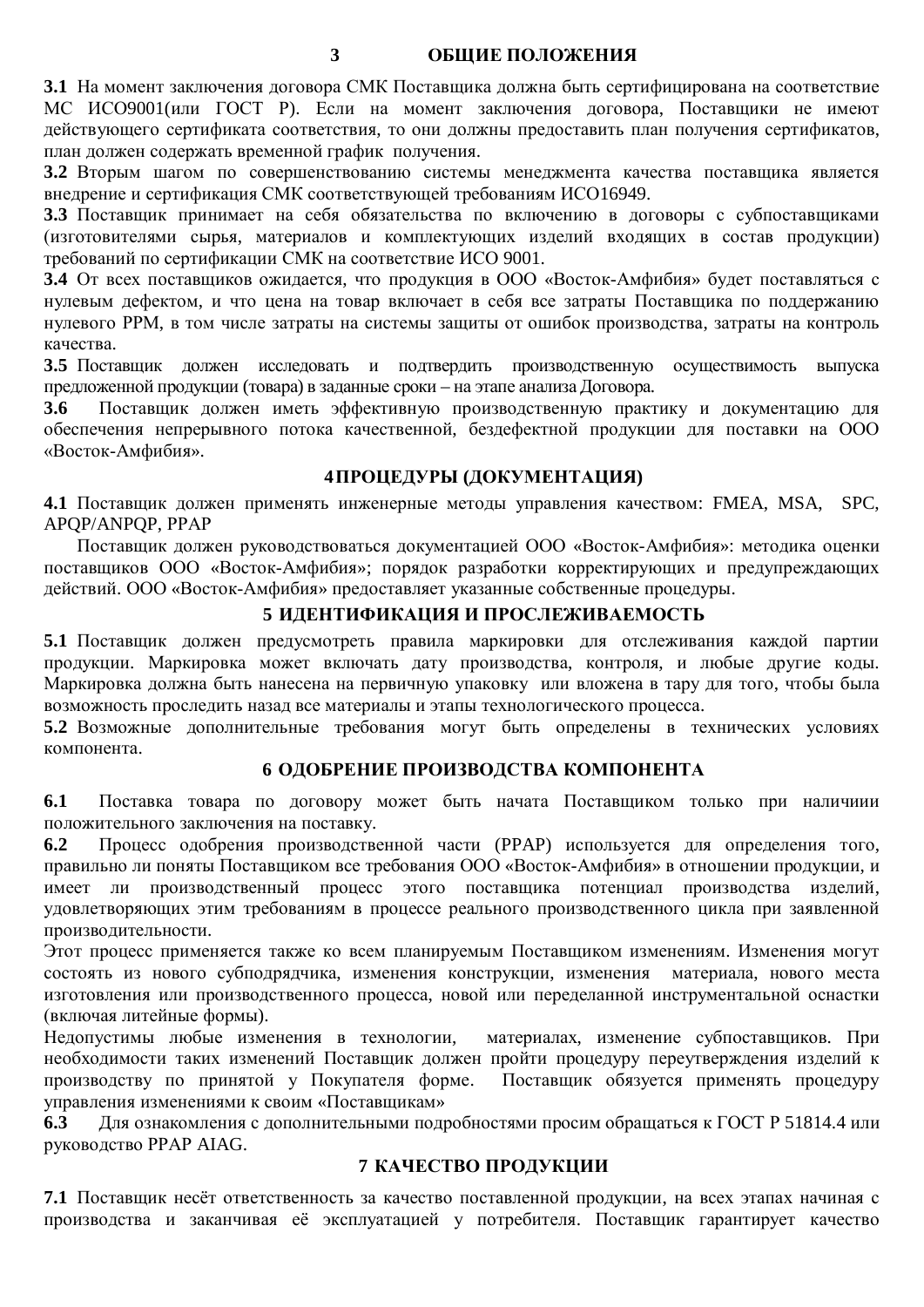## 3 ОБЩИЕ ПОЛОЖЕНИЯ

**3.1** На момент заключения договора СМК Поставщика должна быть сертифицирована на соответствие МС ИСО9001(или ГОСТ Р). Если на момент заключения договора, Поставщики не имеют действующего сертификата соответствия, то они должны предоставить план получения сертификатов, план должен содержать временной график получения.

**3.2** Вторым шагом по совершенствованию системы менеджмента качества поставщика является внедрение и сертификация СМК соответствующей требованиям ИСО16949.

**3.3** Поставщик принимает на себя обязательства по включению в договоры с субпоставщиками (изготовителями сырья, материалов и комплектующих изделий входящих в состав продукции) требований по сертификации СМК на соответствие ИСО 9001.

**3.4** От всех поставщиков ожидается, что продукция в ООО «Восток-Амфибия» будет поставляться с нулевым дефектом, и что цена на товар включает в себя все затраты Поставщика по поддержанию нулевого PPM, в том числе затраты на системы защиты от ошибок производства, затраты на контроль качества.

**3.5** Поставщик должен исследовать и подтвердить производственную осуществимость выпуска предложенной продукции (товара) в заданные сроки – на этапе анализа Договора.

**3.6** Поставщик должен иметь эффективную производственную практику и документацию для обеспечения непрерывного потока качественной, бездефектной продукции для поставки на ООО «Восток-Амфибия».

## 4 ПРОЦЕДУРЫ (ДОКУМЕНТАЦИЯ)

**4.1** Поставщик должен применять инженерные методы управления качеством: FMEA, MSA, SPC, APQP/ANPQP, PPAP

Поставщик должен руководствоваться документацией ООО «Восток-Амфибия»: методика оценки поставщиков ООО «Восток-Амфибия»; порядок разработки корректирующих и предупреждающих действий. ООО «Восток-Амфибия» предоставляет указанные собственные процедуры.

## 5 ИДЕНТИФИКАЦИЯ И ПРОСЛЕЖИВАЕМОСТЬ

**5.1** Поставщик должен предусмотреть правила маркировки для отслеживания каждой партии продукции. Маркировка может включать дату производства, контроля, и любые другие коды. Маркировка должна быть нанесена на первичную упаковку или вложена в тару для того, чтобы была возможность проследить назад все материалы и этапы технологического процесса.

**5.2** Возможные дополнительные требования могут быть определены в технических условиях компонента.

## 6 ОДОБРЕНИЕ ПРОИЗВОДСТВА КОМПОНЕНТА

**6.1** Поставка товара по договору может быть начата Поставщиком только при наличиии положительного заключения на поставку.

**6.2** Процесс одобрения производственной части (PPAP) используется для определения того, правильно ли поняты Поставщиком все требования ООО «Восток-Амфибия» в отношении продукции, и имеет ли производственный процесс этого поставщика потенциал производства изделий, удовлетворяющих этим требованиям в процессе реального производственного цикла при заявленной производительности.

Этот процесс применяется также ко всем планируемым Поставщиком изменениям. Изменения могут состоять из нового субподрядчика, изменения конструкции, изменения материала, нового места изготовления или производственного процесса, новой или переделанной инструментальной оснастки (включая литейные формы).

Недопустимы любые изменения в технологии, материалах, изменение субпоставщиков. При необходимости таких изменений Поставщик должен пройти процедуру переутверждения изделий к производству по принятой у Покупателя форме. Поставщик обязуется применять процедуру управления изменениями к своим «Поставщикам»

**6.3** Для ознакомления с дополнительными подробностями просим обращаться к ГОСТ Р 51814.4 или руководство PPAP AIAG.

## 7 КАЧЕСТВО ПРОДУКЦИИ

**7.1** Поставщик несёт ответственность за качество поставленной продукции, на всех этапах начиная с производства и заканчивая её эксплуатацией у потребителя. Поставщик гарантирует качество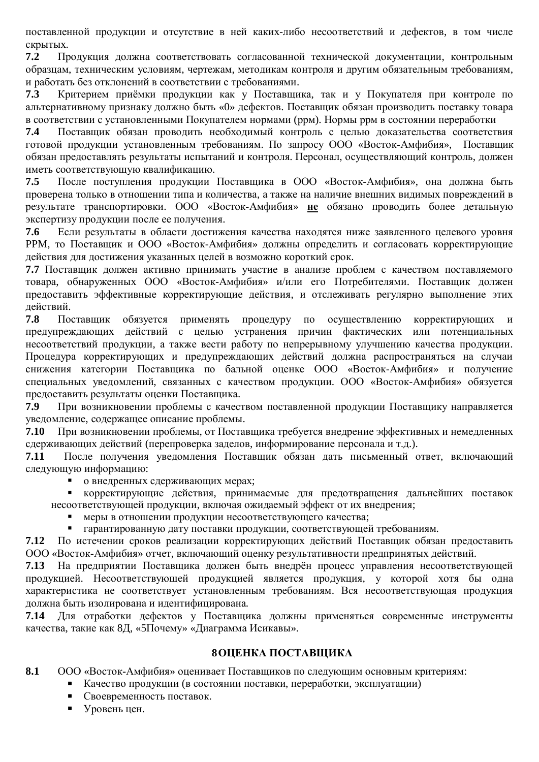поставленной продукции и отсутствие в ней каких-либо несоответствий и дефектов, в том числе скрытых.

**7.2** Продукция должна соответствовать согласованной технической документации, контрольным образцам, техническим условиям, чертежам, методикам контроля и другим обязательным требованиям, и работать без отклонений в соответствии с требованиями.

**7.3** Критерием приёмки продукции как у Поставщика, так и у Покупателя при контроле по альтернативному признаку должно быть «0» дефектов. Поставщик обязан производить поставку товара в соответствии с установленными Покупателем нормами (ppm). Нормы ppm в состоянии переработки

**7.4** Поставщик обязан проводить необходимый контроль с целью доказательства соответствия готовой продукции установленным требованиям. По запросу ООО «Восток-Амфибия», Поставщик обязан предоставлять результаты испытаний и контроля. Персонал, осуществляющий контроль, должен иметь соответствующую квалификацию.

**7.5** После поступления продукции Поставщика в ООО «Восток-Амфибия», она должна быть проверена только в отношении типа и количества, а также на наличие внешних видимых повреждений в результате транспортировки. ООО «Восток-Амфибия» **не** обязано проводить более детальную экспертизу продукции после ее получения.

**7.6** Если результаты в области достижения качества находятся ниже заявленного целевого уровня PPM, то Поставщик и ООО «Восток-Амфибия» должны определить и согласовать корректирующие действия для достижения указанных целей в возможно короткий срок.

**7.7** Поставщик должен активно принимать участие в анализе проблем с качеством поставляемого товара, обнаруженных ООО «Восток-Амфибия» и/или его Потребителями. Поставщик должен предоставить эффективные корректирующие действия, и отслеживать регулярно выполнение этих действий.

**7.8** Поставщик обязуется применять процедуру по осуществлению корректирующих и предупреждающих действий с целью устранения причин фактических или потенциальных несоответствий продукции, а также вести работу по непрерывному улучшению качества продукции. Процедура корректирующих и предупреждающих действий должна распространяться на случаи снижения категории Поставщика по бальной оценке ООО «Восток-Амфибия» и получение специальных уведомлений, связанных с качеством продукции. ООО «Восток-Амфибия» обязуется предоставить результаты оценки Поставщика.

**7.9** При возникновении проблемы с качеством поставленной продукции Поставщику направляется уведомление, содержащее описание проблемы.

**7.10** При возникновении проблемы, от Поставщика требуется внедрение эффективных и немедленных сдерживающих действий (перепроверка заделов, информирование персонала и т.д.).

**7.11** После получения уведомления Поставщик обязан дать письменный ответ, включающий следующую информацию:

- о внедренных сдерживающих мерах;
- корректирующие действия, принимаемые для предотвращения дальнейших поставок несоответствующей продукции, включая ожидаемый эффект от их внедрения;
- меры в отношении продукции несоответствующего качества;
- гарантированную дату поставки продукции, соответствующей требованиям.

**7.12** По истечении сроков реализации корректирующих действий Поставщик обязан предоставить ООО «Восток-Амфибия» отчет, включающий оценку результативности предпринятых действий.

**7.13** На предприятии Поставщика должен быть внедрён процесс управления несоответствующей продукцией. Несоответствующей продукцией является продукция, у которой хотя бы одна характеристика не соответствует установленным требованиям. Вся несоответствующая продукция должна быть изолирована и идентифицирована.

**7.14** Для отработки дефектов у Поставщика должны применяться современные инструменты качества, такие как 8Д, «5Почему» «Диаграмма Исикавы».

## 8ОЦЕНКА ПОСТАВЩИКА

**8.1** ООО «Восток-Амфибия» оценивает Поставщиков по следующим основным критериям:

- Качество продукции (в состоянии поставки, переработки, эксплуатации)
- Своевременность поставок.
- Уровень цен.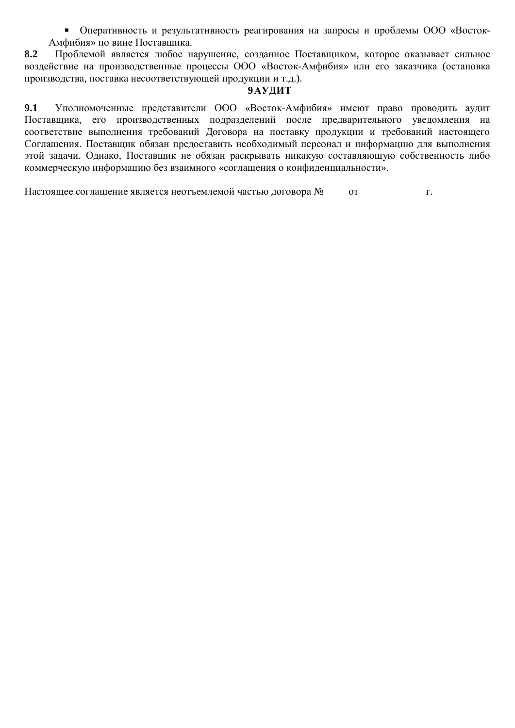- Оперативность и результативность реагирования на запросы и проблемы ООО «Восток-Амфибия» по вине Поставщика.

**8.2** Проблемой является любое нарушение, созданное Поставщиком, которое оказывает сильное воздействие на производственные процессы ООО «Восток-Амфибия» или его заказчика (остановка производства, поставка несоответствующей продукции и т.д.).

## 9 АУДИТ

**9.1** Уполномоченные представители ООО «Восток-Амфибия» имеют право проводить аудит Поставщика, его производственных подразделений после предварительного уведомления на соответствие выполнения требований Договора на поставку продукции и требований настоящего Соглашения. Поставщик обязан предоставить необходимый персонал и информацию для выполнения этой задачи. Однако, Поставщик не обязан раскрывать никакую составляющую собственность либо коммерческую информацию без взаимного «соглашения о конфиденциальности».

Настоящее соглашение является неотъемлемой частью договора № от г.